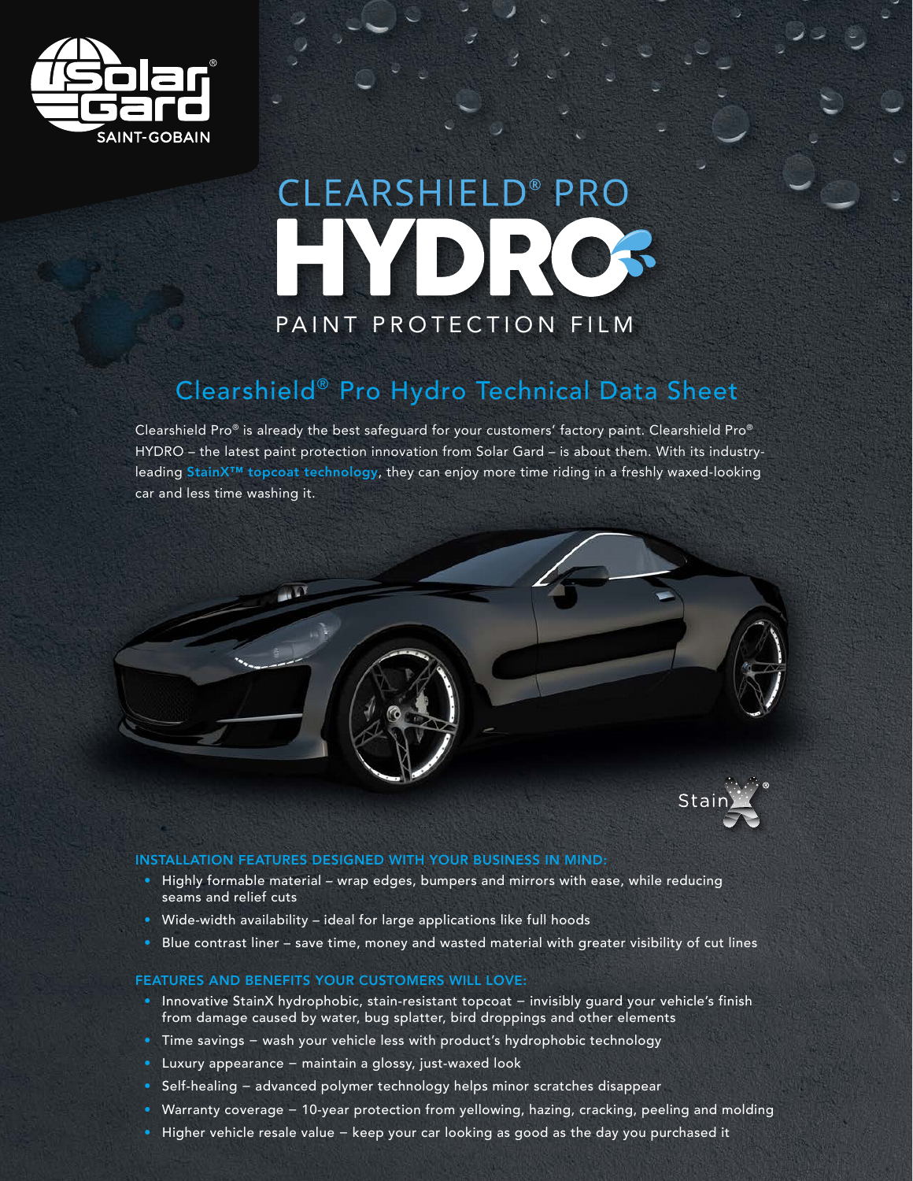# CLEARSHIELD® PRO HYDRO

PAINT PROTECTION FILM

## Clearshield® Pro Hydro Technical Data Sheet

Clearshield Pro® is already the best safeguard for your customers' factory paint. Clearshield Pro® HYDRO – the latest paint protection innovation from Solar Gard – is about them. With its industry-leading **StainX™ topcoat technology**, they can enjoy more time riding in a freshly waxed-looking car and less time washing it.

### INSTALLATION FEATURES DESIGNED WITH YOUR BUSINESS IN MIND:

- Highly formable material – wrap edges, bumpers and mirrors with ease, while reducing seams and relief cuts
- Wide-width availability – ideal for large applications like full hoods
- Blue contrast liner – save time, money and wasted material with greater visibility of cut lines

### FEATURES AND BENEFITS YOUR CUSTOMERS WILL LOVE:

- Innovative StainX hydrophobic, stain-resistant topcoat – invisibly guard your vehicle's finish from damage caused by water, bug splatter, bird droppings and other elements
- Time savings – wash your vehicle less with product's hydrophobic technology
- Luxury appearance – maintain a glossy, just-waxed look
- Self-healing – advanced polymer technology helps minor scratches disappear
- Warranty coverage – 10-year protection from yellowing, hazing, cracking, peeling and molding
- Higher vehicle resale value – keep your car looking as good as the day you purchased it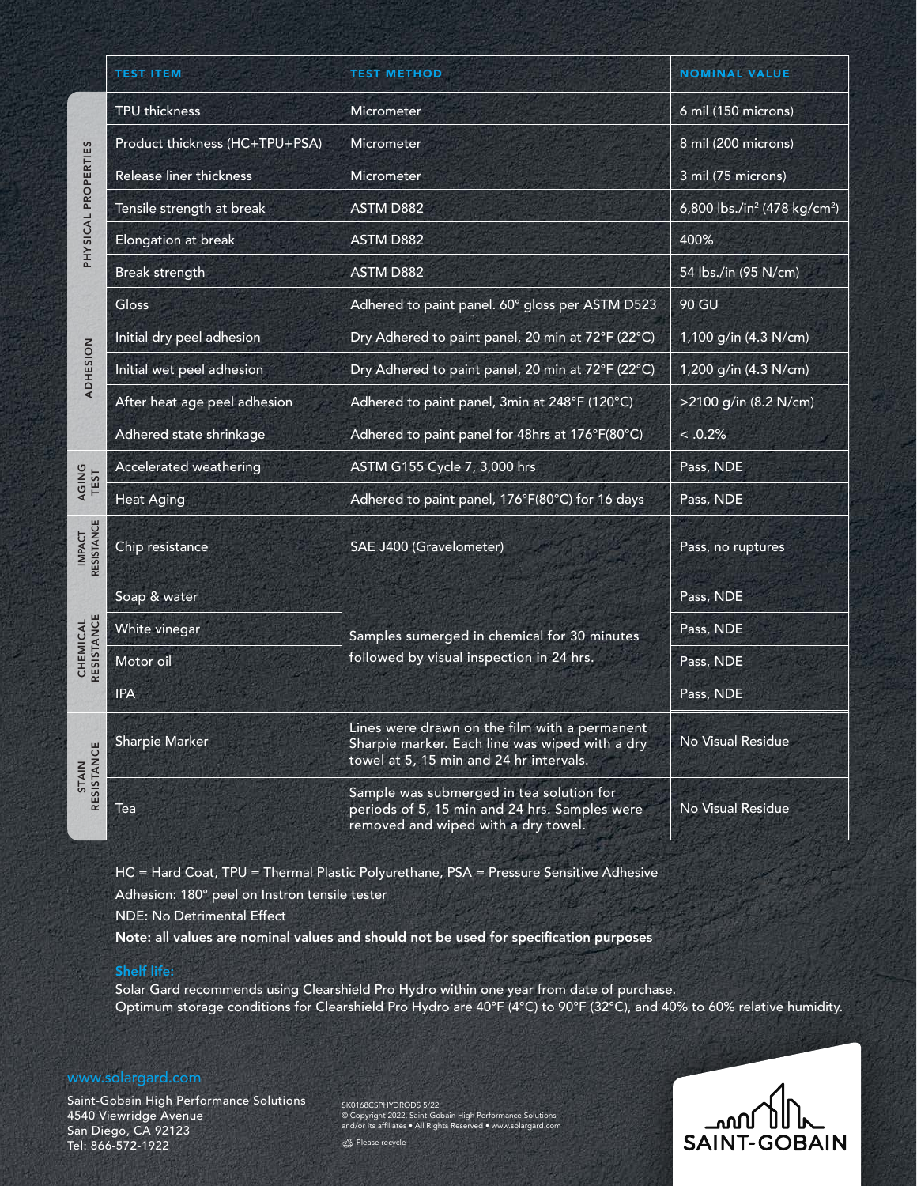| | TEST ITEM | TEST METHOD | NOMINAL VALUE |
|---|---|---|---|
| PHYSICAL PROPERTIES | TPU thickness | Micrometer | 6 mil (150 microns) |
| | Product thickness (HC+TPU+PSA) | Micrometer | 8 mil (200 microns) |
| | Release liner thickness | Micrometer | 3 mil (75 microns) |
| | Tensile strength at break | ASTM D882 | 6,800 lbs./in² (478 kg/cm²) |
| | Elongation at break | ASTM D882 | 400% |
| | Break strength | ASTM D882 | 54 lbs./in (95 N/cm) |
| | Gloss | Adhered to paint panel. 60° gloss per ASTM D523 | 90 GU |
| ADHESION | Initial dry peel adhesion | Dry Adhered to paint panel, 20 min at 72°F (22°C) | 1,100 g/in (4.3 N/cm) |
| | Initial wet peel adhesion | Dry Adhered to paint panel, 20 min at 72°F (22°C) | 1,200 g/in (4.3 N/cm) |
| | After heat age peel adhesion | Adhered to paint panel, 3min at 248°F (120°C) | >2100 g/in (8.2 N/cm) |
| | Adhered state shrinkage | Adhered to paint panel for 48hrs at 176°F(80°C) | < .0.2% |
| AGING TEST | Accelerated weathering | ASTM G155 Cycle 7, 3,000 hrs | Pass, NDE |
| | Heat Aging | Adhered to paint panel, 176°F(80°C) for 16 days | Pass, NDE |
| IMPACT RESISTANCE | Chip resistance | SAE J400 (Gravelometer) | Pass, no ruptures |
| CHEMICAL RESISTANCE | Soap & water | Samples sumerged in chemical for 30 minutes followed by visual inspection in 24 hrs. | Pass, NDE |
| | White vinegar | | Pass, NDE |
| | Motor oil | | Pass, NDE |
| | IPA | | Pass, NDE |
| STAIN RESISTANCE | Sharpie Marker | Lines were drawn on the film with a permanent Sharpie marker. Each line was wiped with a dry towel at 5, 15 min and 24 hr intervals. | No Visual Residue |
| | Tea | Sample was submerged in tea solution for periods of 5, 15 min and 24 hrs. Samples were removed and wiped with a dry towel. | No Visual Residue |

HC = Hard Coat, TPU = Thermal Plastic Polyurethane, PSA = Pressure Sensitive Adhesive

Adhesion: 180° peel on Instron tensile tester

NDE: No Detrimental Effect

**Note: all values are nominal values and should not be used for specification purposes**

### Shelf life:

Solar Gard recommends using Clearshield Pro Hydro within one year from date of purchase.
Optimum storage conditions for Clearshield Pro Hydro are 40°F (4°C) to 90°F (32°C), and 40% to 60% relative humidity.

www.solargard.com

Saint-Gobain High Performance Solutions
4540 Viewridge Avenue
San Diego, CA 92123
Tel: 866-572-1922

SK0168CSPHYDRODS 5/22
© Copyright 2022, Saint-Gobain High Performance Solutions and/or its affiliates • All Rights Reserved • www.solargard.com

Please recycle

SAINT-GOBAIN